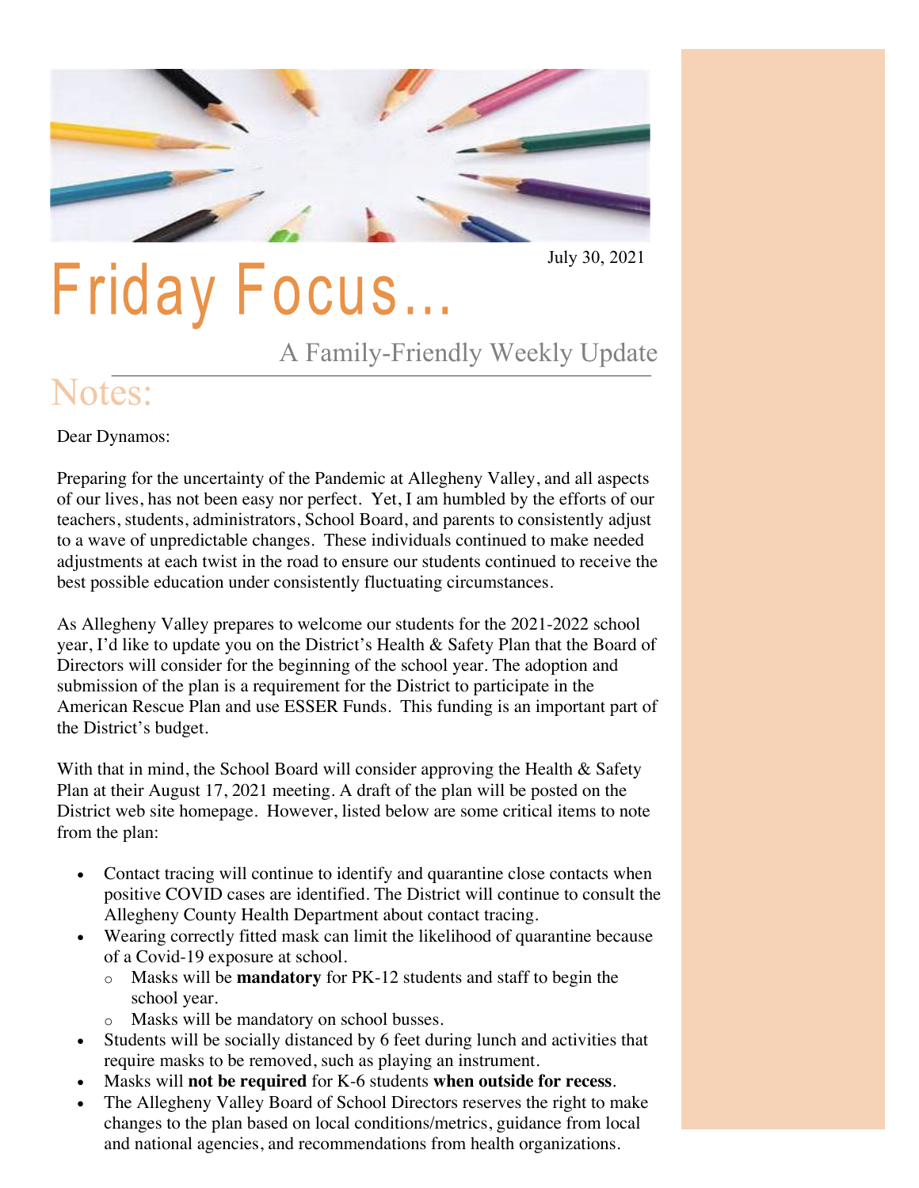July 30, 2021

# Friday Focus...

## A Family-Friendly Weekly Update

## Notes:

Dear Dynamos:

Preparing for the uncertainty of the Pandemic at Allegheny Valley, and all aspects of our lives, has not been easy nor perfect. Yet, I am humbled by the efforts of our teachers, students, administrators, School Board, and parents to consistently adjust to a wave of unpredictable changes. These individuals continued to make needed adjustments at each twist in the road to ensure our students continued to receive the best possible education under consistently fluctuating circumstances.

As Allegheny Valley prepares to welcome our students for the 2021-2022 school year, I'd like to update you on the District's Health & Safety Plan that the Board of Directors will consider for the beginning of the school year. The adoption and submission of the plan is a requirement for the District to participate in the American Rescue Plan and use ESSER Funds. This funding is an important part of the District's budget.

With that in mind, the School Board will consider approving the Health & Safety Plan at their August 17, 2021 meeting. A draft of the plan will be posted on the District web site homepage. However, listed below are some critical items to note from the plan:

- Contact tracing will continue to identify and quarantine close contacts when positive COVID cases are identified. The District will continue to consult the Allegheny County Health Department about contact tracing.
- Wearing correctly fitted mask can limit the likelihood of quarantine because of a Covid-19 exposure at school.
  - Masks will be **mandatory** for PK-12 students and staff to begin the school year.
  - Masks will be mandatory on school busses.
- Students will be socially distanced by 6 feet during lunch and activities that require masks to be removed, such as playing an instrument.
- Masks will **not be required** for K-6 students **when outside for recess**.
- The Allegheny Valley Board of School Directors reserves the right to make changes to the plan based on local conditions/metrics, guidance from local and national agencies, and recommendations from health organizations.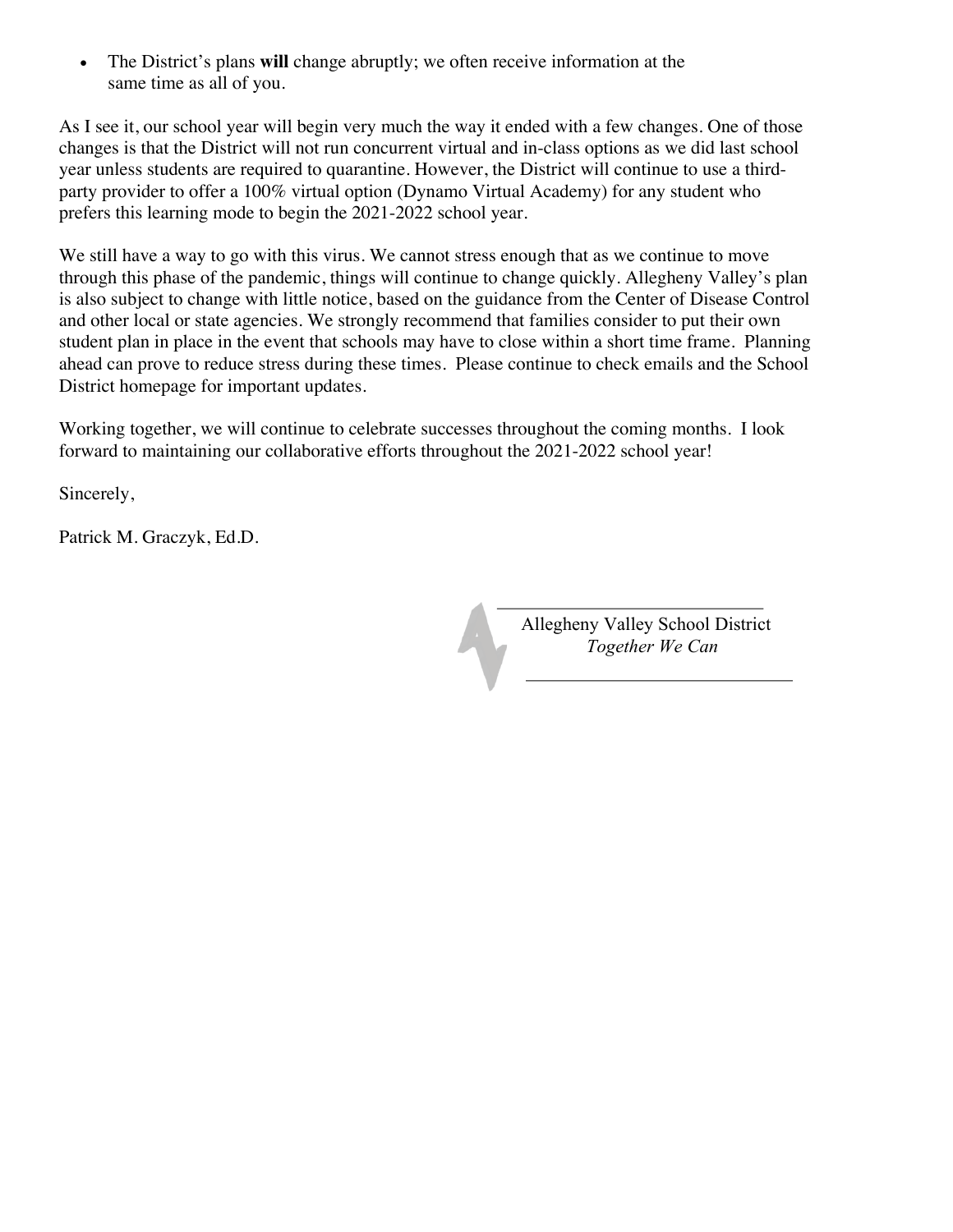- The District's plans **will** change abruptly; we often receive information at the same time as all of you.

As I see it, our school year will begin very much the way it ended with a few changes. One of those changes is that the District will not run concurrent virtual and in-class options as we did last school year unless students are required to quarantine. However, the District will continue to use a third-party provider to offer a 100% virtual option (Dynamo Virtual Academy) for any student who prefers this learning mode to begin the 2021-2022 school year.

We still have a way to go with this virus. We cannot stress enough that as we continue to move through this phase of the pandemic, things will continue to change quickly. Allegheny Valley's plan is also subject to change with little notice, based on the guidance from the Center of Disease Control and other local or state agencies. We strongly recommend that families consider to put their own student plan in place in the event that schools may have to close within a short time frame. Planning ahead can prove to reduce stress during these times. Please continue to check emails and the School District homepage for important updates.

Working together, we will continue to celebrate successes throughout the coming months. I look forward to maintaining our collaborative efforts throughout the 2021-2022 school year!

Sincerely,

Patrick M. Graczyk, Ed.D.

Allegheny Valley School District
*Together We Can*